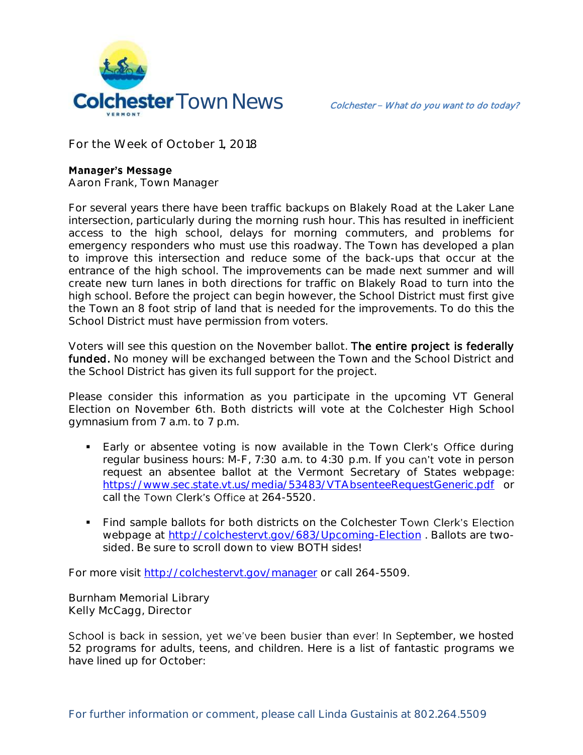# Colchester Town News

*Colchester – What do you want to do today?*

For the Week of October 1, 2018

**Manager's Message**
Aaron Frank, Town Manager

For several years there have been traffic backups on Blakely Road at the Laker Lane intersection, particularly during the morning rush hour. This has resulted in inefficient access to the high school, delays for morning commuters, and problems for emergency responders who must use this roadway. The Town has developed a plan to improve this intersection and reduce some of the back-ups that occur at the entrance of the high school. The improvements can be made next summer and will create new turn lanes in both directions for traffic on Blakely Road to turn into the high school. Before the project can begin however, the School District must first give the Town an 8 foot strip of land that is needed for the improvements. To do this the School District must have permission from voters.

Voters will see this question on the November ballot. **The entire project is federally funded.** No money will be exchanged between the Town and the School District and the School District has given its full support for the project.

Please consider this information as you participate in the upcoming VT General Election on November 6th. Both districts will vote at the Colchester High School gymnasium from 7 a.m. to 7 p.m.

- Early or absentee voting is now available in the Town Clerk's Office during regular business hours: M-F, 7:30 a.m. to 4:30 p.m. If you can't vote in person request an absentee ballot at the Vermont Secretary of States webpage: https://www.sec.state.vt.us/media/53483/VTAbsenteeRequestGeneric.pdf or call the Town Clerk's Office at 264-5520.

- Find sample ballots for both districts on the Colchester Town Clerk's Election webpage at http://colchestervt.gov/683/Upcoming-Election . Ballots are two-sided. Be sure to scroll down to view BOTH sides!

For more visit http://colchestervt.gov/manager or call 264-5509.

Burnham Memorial Library
Kelly McCagg, Director

School is back in session, yet we've been busier than ever! In September, we hosted 52 programs for adults, teens, and children. Here is a list of fantastic programs we have lined up for October:

For further information or comment, please call Linda Gustainis at 802.264.5509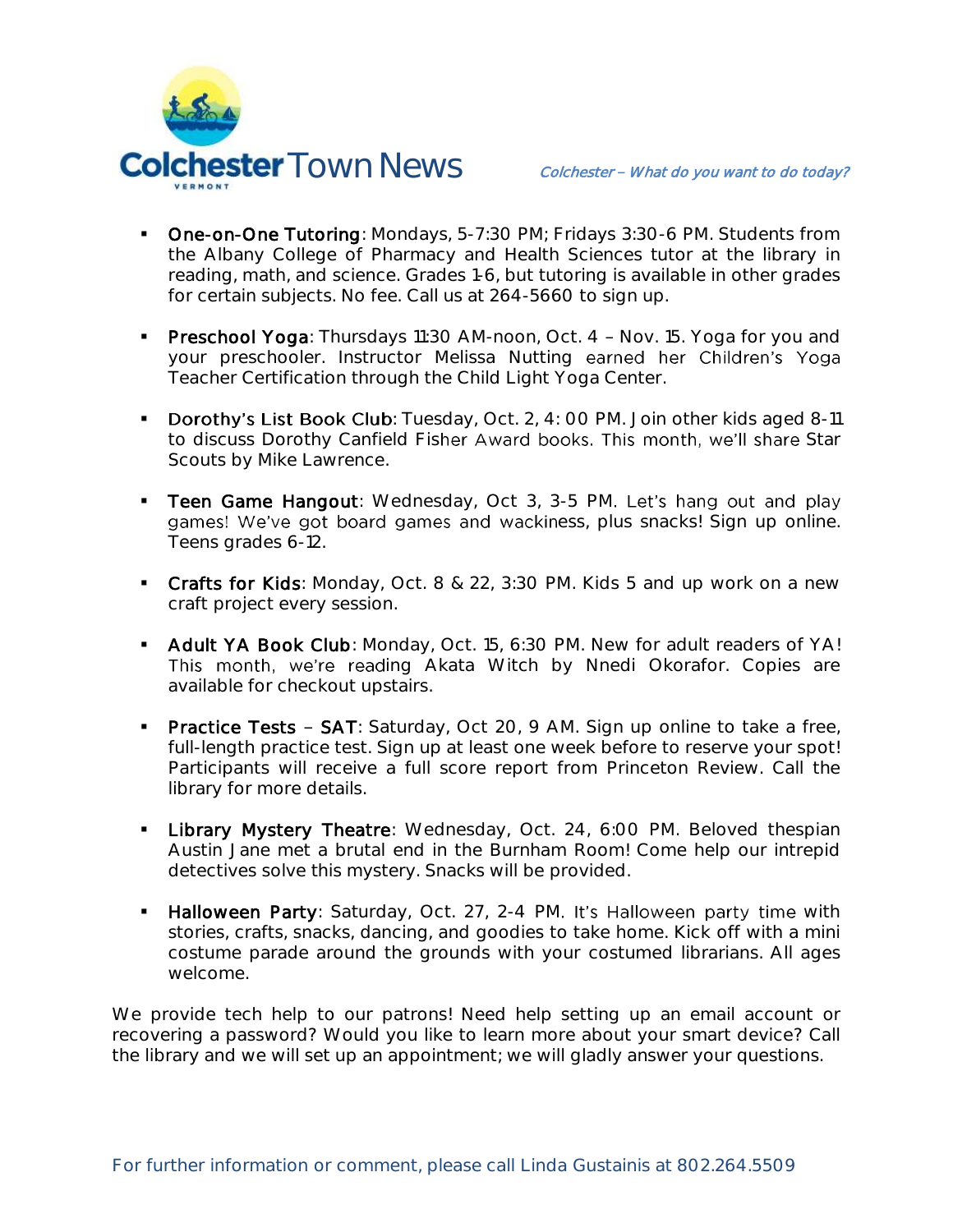- **One-on-One Tutoring**: Mondays, 5-7:30 PM; Fridays 3:30-6 PM. Students from the Albany College of Pharmacy and Health Sciences tutor at the library in reading, math, and science. Grades 1-6, but tutoring is available in other grades for certain subjects. No fee. Call us at 264-5660 to sign up.

- **Preschool Yoga**: Thursdays 11:30 AM-noon, Oct. 4 – Nov. 15. Yoga for you and your preschooler. Instructor Melissa Nutting earned her Children's Yoga Teacher Certification through the Child Light Yoga Center.

- **Dorothy's List Book Club**: Tuesday, Oct. 2, 4:00 PM. Join other kids aged 8-11 to discuss Dorothy Canfield Fisher Award books. This month, we'll share Star Scouts by Mike Lawrence.

- **Teen Game Hangout**: Wednesday, Oct 3, 3-5 PM. Let's hang out and play games! We've got board games and wackiness, plus snacks! Sign up online. Teens grades 6-12.

- **Crafts for Kids**: Monday, Oct. 8 & 22, 3:30 PM. Kids 5 and up work on a new craft project every session.

- **Adult YA Book Club**: Monday, Oct. 15, 6:30 PM. New for adult readers of YA! This month, we're reading Akata Witch by Nnedi Okorafor. Copies are available for checkout upstairs.

- **Practice Tests – SAT**: Saturday, Oct 20, 9 AM. Sign up online to take a free, full-length practice test. Sign up at least one week before to reserve your spot! Participants will receive a full score report from Princeton Review. Call the library for more details.

- **Library Mystery Theatre**: Wednesday, Oct. 24, 6:00 PM. Beloved thespian Austin Jane met a brutal end in the Burnham Room! Come help our intrepid detectives solve this mystery. Snacks will be provided.

- **Halloween Party**: Saturday, Oct. 27, 2-4 PM. It's Halloween party time with stories, crafts, snacks, dancing, and goodies to take home. Kick off with a mini costume parade around the grounds with your costumed librarians. All ages welcome.

We provide tech help to our patrons! Need help setting up an email account or recovering a password? Would you like to learn more about your smart device? Call the library and we will set up an appointment; we will gladly answer your questions.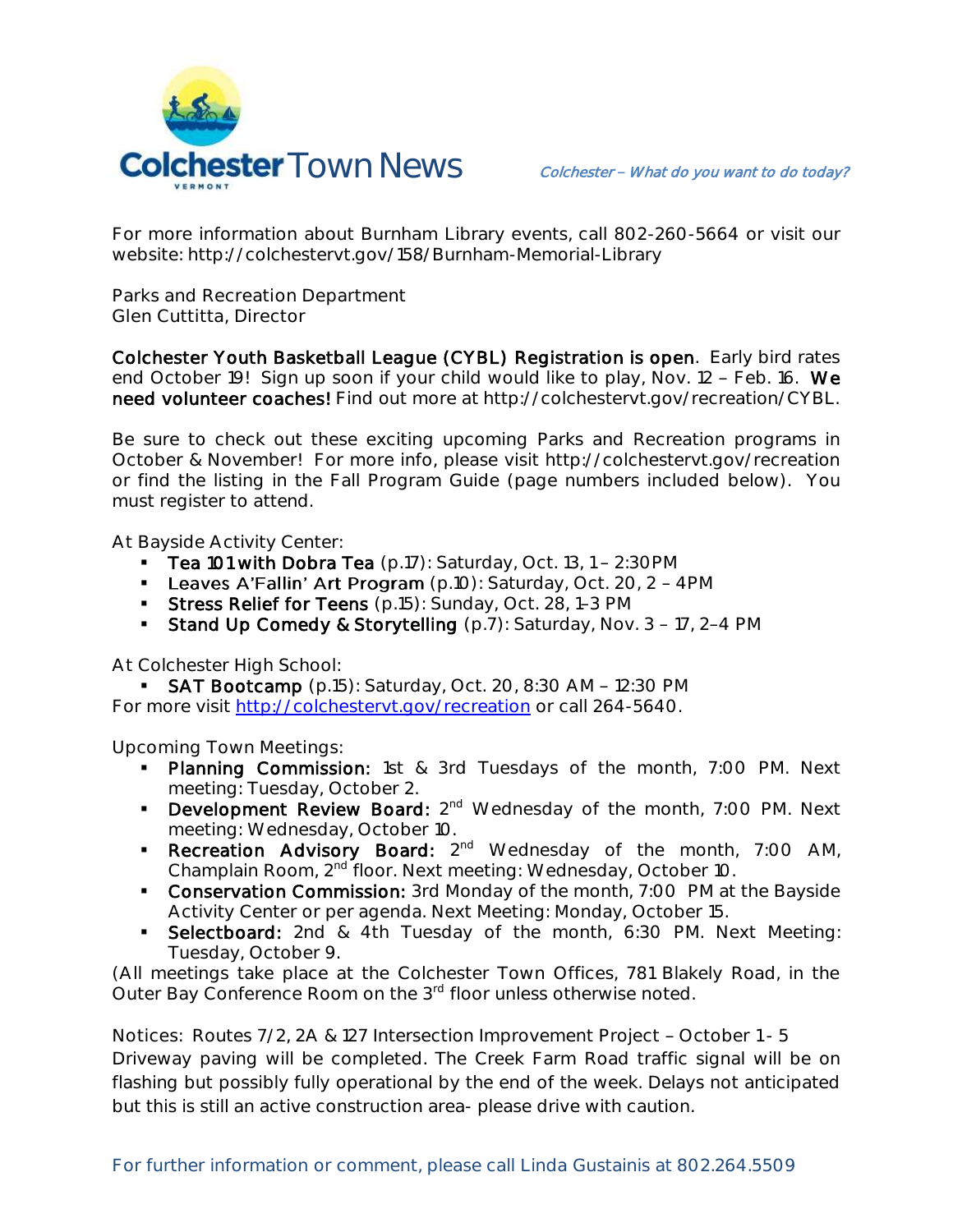For more information about Burnham Library events, call 802-260-5664 or visit our website: http://colchestervt.gov/158/Burnham-Memorial-Library

Parks and Recreation Department
Glen Cuttitta, Director

**Colchester Youth Basketball League (CYBL) Registration is open**. Early bird rates end October 19! Sign up soon if your child would like to play, Nov. 12 – Feb. 16. **We need volunteer coaches!** Find out more at http://colchestervt.gov/recreation/CYBL.

Be sure to check out these exciting upcoming Parks and Recreation programs in October & November! For more info, please visit http://colchestervt.gov/recreation or find the listing in the Fall Program Guide (page numbers included below). You must register to attend.

At Bayside Activity Center:

- **Tea 101 with Dobra Tea** (p.17): Saturday, Oct. 13, 1 – 2:30PM
- **Leaves A'Fallin' Art Program** (p.10): Saturday, Oct. 20, 2 – 4PM
- **Stress Relief for Teens** (p.15): Sunday, Oct. 28, 1-3 PM
- **Stand Up Comedy & Storytelling** (p.7): Saturday, Nov. 3 – 17, 2–4 PM

At Colchester High School:

- **SAT Bootcamp** (p.15): Saturday, Oct. 20, 8:30 AM – 12:30 PM

For more visit http://colchestervt.gov/recreation or call 264-5640.

Upcoming Town Meetings:

- **Planning Commission:** 1st & 3rd Tuesdays of the month, 7:00 PM. Next meeting: Tuesday, October 2.
- **Development Review Board:** 2nd Wednesday of the month, 7:00 PM. Next meeting: Wednesday, October 10.
- **Recreation Advisory Board:** 2nd Wednesday of the month, 7:00 AM, Champlain Room, 2nd floor. Next meeting: Wednesday, October 10.
- **Conservation Commission:** 3rd Monday of the month, 7:00 PM at the Bayside Activity Center or per agenda. Next Meeting: Monday, October 15.
- **Selectboard:** 2nd & 4th Tuesday of the month, 6:30 PM. Next Meeting: Tuesday, October 9.

(All meetings take place at the Colchester Town Offices, 781 Blakely Road, in the Outer Bay Conference Room on the 3rd floor unless otherwise noted.

Notices: Routes 7/2, 2A & 127 Intersection Improvement Project – October 1- 5
Driveway paving will be completed. The Creek Farm Road traffic signal will be on flashing but possibly fully operational by the end of the week. Delays not anticipated but this is still an active construction area- please drive with caution.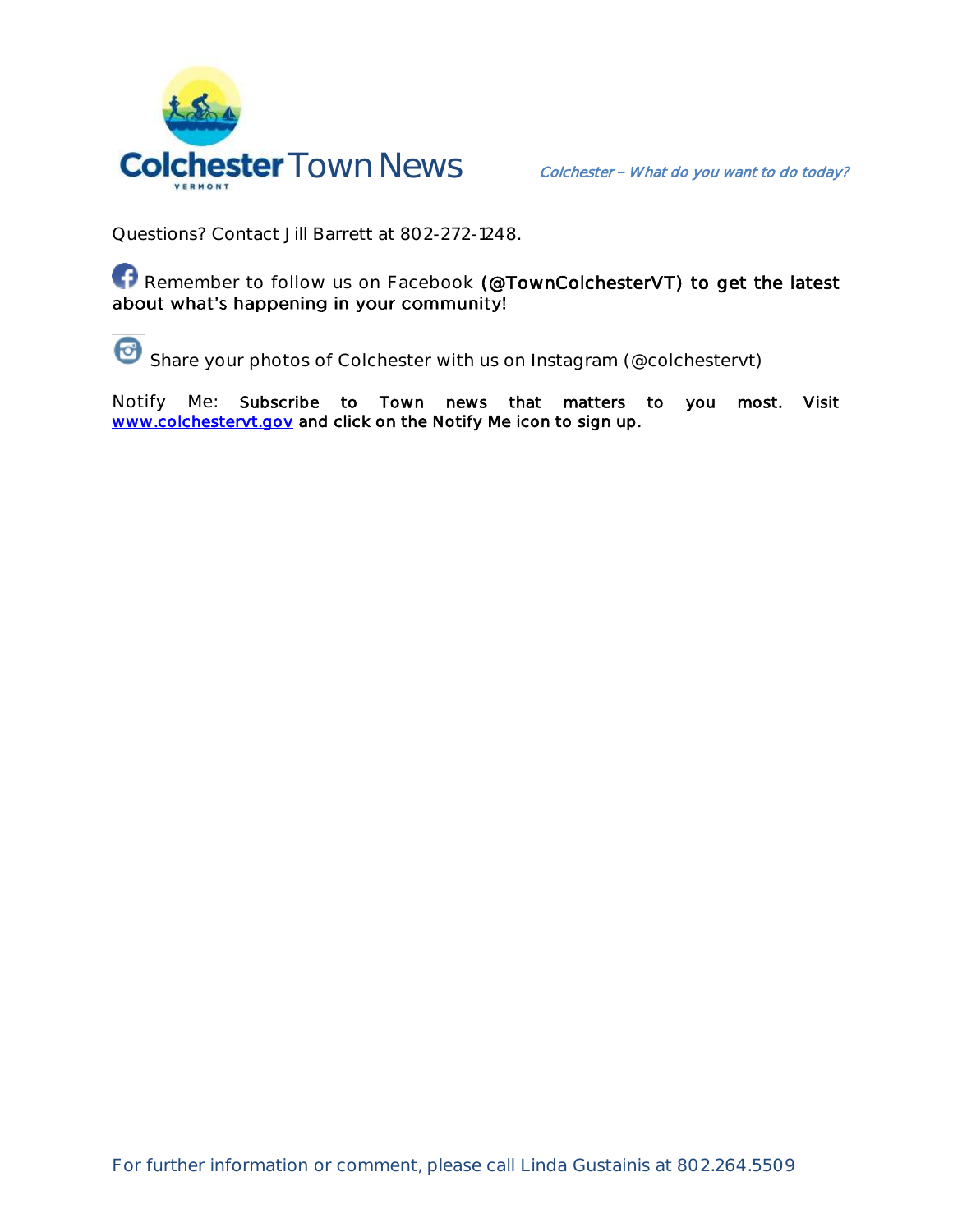Questions? Contact Jill Barrett at 802-272-1248.

Remember to follow us on Facebook (@TownColchesterVT) to get the latest about what's happening in your community!

Share your photos of Colchester with us on Instagram (@colchestervt)

Notify Me: Subscribe to Town news that matters to you most. Visit www.colchestervt.gov and click on the Notify Me icon to sign up.